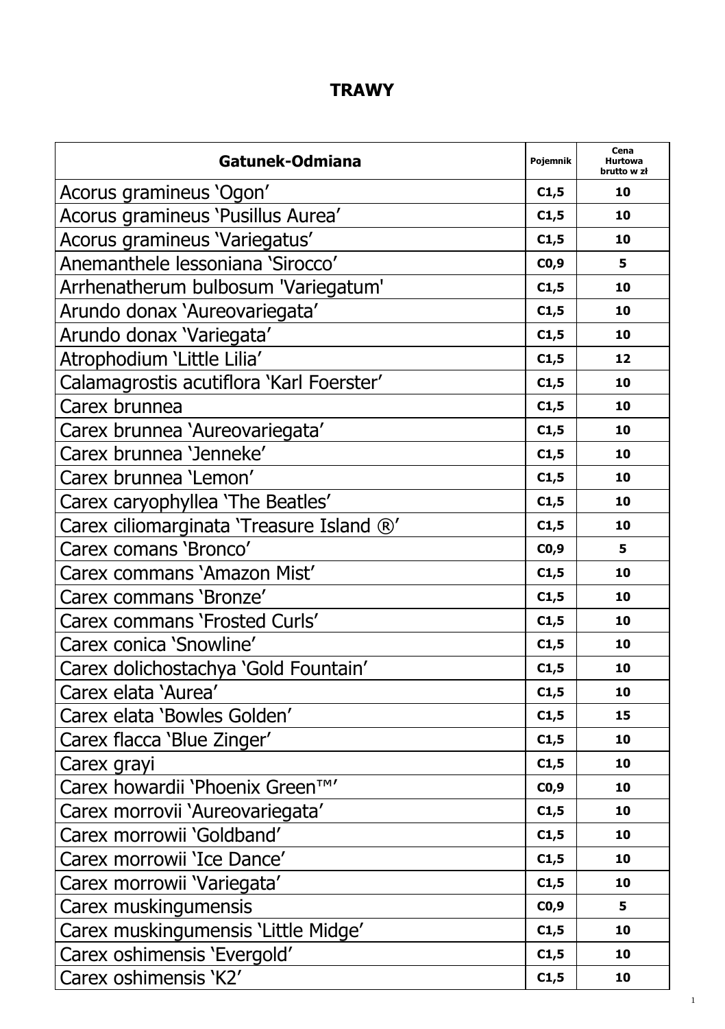# TRAWY

| Gatunek-Odmiana | Pojemnik | Cena Hurtowa brutto w zł |
|---|---|---|
| Acorus gramineus ‘Ogon’ | C1,5 | 10 |
| Acorus gramineus ‘Pusillus Aurea’ | C1,5 | 10 |
| Acorus gramineus ‘Variegatus’ | C1,5 | 10 |
| Anemanthele lessoniana ‘Sirocco’ | C0,9 | 5 |
| Arrhenatherum bulbosum 'Variegatum' | C1,5 | 10 |
| Arundo donax ‘Aureovariegata’ | C1,5 | 10 |
| Arundo donax ‘Variegata’ | C1,5 | 10 |
| Atrophodium ‘Little Lilia’ | C1,5 | 12 |
| Calamagrostis acutiflora ‘Karl Foerster’ | C1,5 | 10 |
| Carex brunnea | C1,5 | 10 |
| Carex brunnea ‘Aureovariegata’ | C1,5 | 10 |
| Carex brunnea ‘Jenneke’ | C1,5 | 10 |
| Carex brunnea ‘Lemon’ | C1,5 | 10 |
| Carex caryophyllea ‘The Beatles’ | C1,5 | 10 |
| Carex ciliomarginata ‘Treasure Island ®’ | C1,5 | 10 |
| Carex comans ‘Bronco’ | C0,9 | 5 |
| Carex commans ‘Amazon Mist’ | C1,5 | 10 |
| Carex commans ‘Bronze’ | C1,5 | 10 |
| Carex commans ‘Frosted Curls’ | C1,5 | 10 |
| Carex conica ‘Snowline’ | C1,5 | 10 |
| Carex dolichostachya ‘Gold Fountain’ | C1,5 | 10 |
| Carex elata ‘Aurea’ | C1,5 | 10 |
| Carex elata ‘Bowles Golden’ | C1,5 | 15 |
| Carex flacca ‘Blue Zinger’ | C1,5 | 10 |
| Carex grayi | C1,5 | 10 |
| Carex howardii ‘Phoenix Green™’ | C0,9 | 10 |
| Carex morrovii ‘Aureovariegata’ | C1,5 | 10 |
| Carex morrowii ‘Goldband’ | C1,5 | 10 |
| Carex morrowii ‘Ice Dance’ | C1,5 | 10 |
| Carex morrowii ‘Variegata’ | C1,5 | 10 |
| Carex muskingumensis | C0,9 | 5 |
| Carex muskingumensis ‘Little Midge’ | C1,5 | 10 |
| Carex oshimensis ‘Evergold’ | C1,5 | 10 |
| Carex oshimensis ‘K2’ | C1,5 | 10 |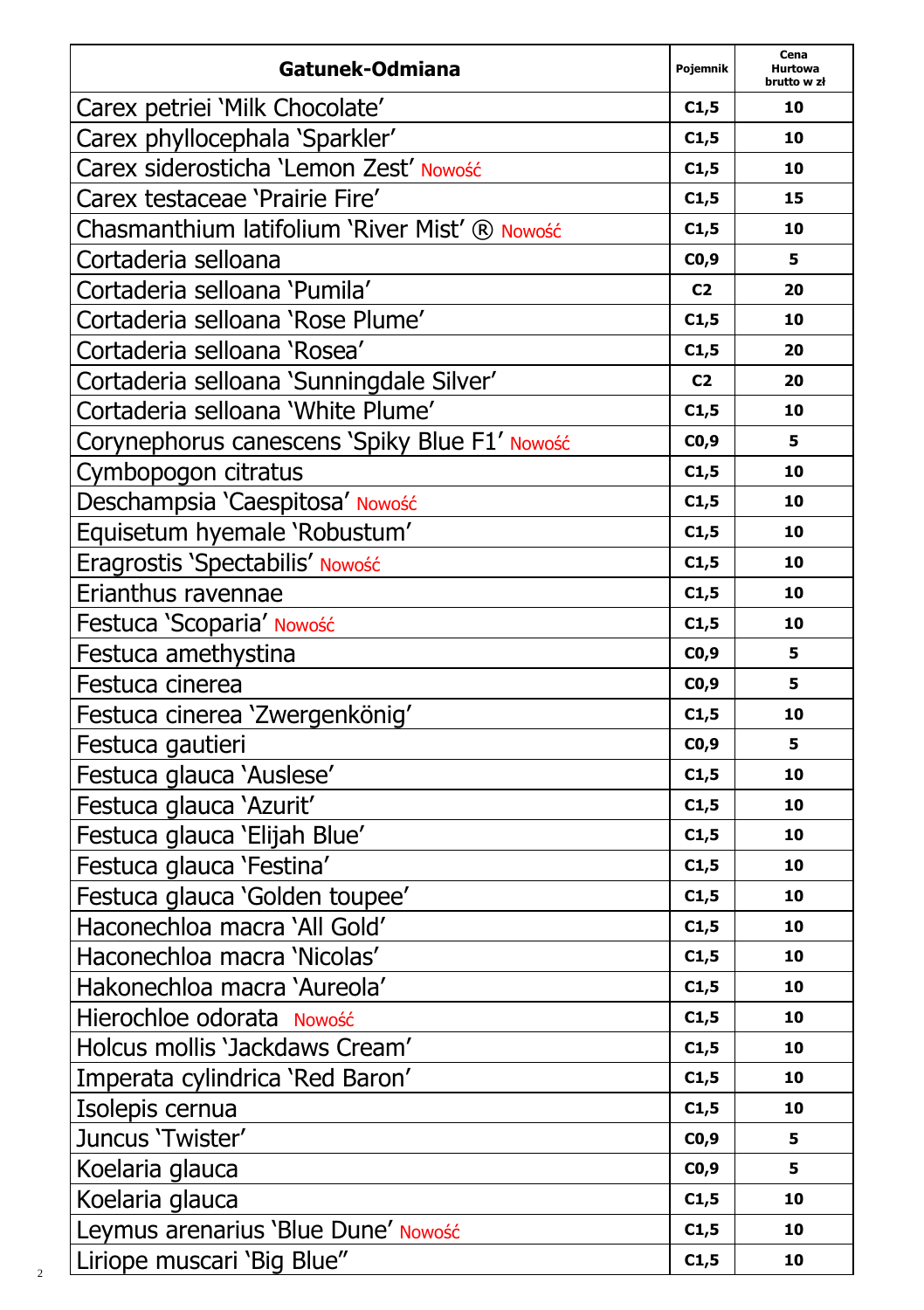| Gatunek-Odmiana | Pojemnik | Cena Hurtowa brutto w zł |
|---|---|---|
| Carex petriei 'Milk Chocolate' | C1,5 | 10 |
| Carex phyllocephala 'Sparkler' | C1,5 | 10 |
| Carex siderosticha 'Lemon Zest' Nowość | C1,5 | 10 |
| Carex testaceae 'Prairie Fire' | C1,5 | 15 |
| Chasmanthium latifolium 'River Mist' ® Nowość | C1,5 | 10 |
| Cortaderia selloana | C0,9 | 5 |
| Cortaderia selloana 'Pumila' | C2 | 20 |
| Cortaderia selloana 'Rose Plume' | C1,5 | 10 |
| Cortaderia selloana 'Rosea' | C1,5 | 20 |
| Cortaderia selloana 'Sunningdale Silver' | C2 | 20 |
| Cortaderia selloana 'White Plume' | C1,5 | 10 |
| Corynephorus canescens 'Spiky Blue F1' Nowość | C0,9 | 5 |
| Cymbopogon citratus | C1,5 | 10 |
| Deschampsia 'Caespitosa' Nowość | C1,5 | 10 |
| Equisetum hyemale 'Robustum' | C1,5 | 10 |
| Eragrostis 'Spectabilis' Nowość | C1,5 | 10 |
| Erianthus ravennae | C1,5 | 10 |
| Festuca 'Scoparia' Nowość | C1,5 | 10 |
| Festuca amethystina | C0,9 | 5 |
| Festuca cinerea | C0,9 | 5 |
| Festuca cinerea 'Zwergenkönig' | C1,5 | 10 |
| Festuca gautieri | C0,9 | 5 |
| Festuca glauca 'Auslese' | C1,5 | 10 |
| Festuca glauca 'Azurit' | C1,5 | 10 |
| Festuca glauca 'Elijah Blue' | C1,5 | 10 |
| Festuca glauca 'Festina' | C1,5 | 10 |
| Festuca glauca 'Golden toupee' | C1,5 | 10 |
| Haconechloa macra 'All Gold' | C1,5 | 10 |
| Haconechloa macra 'Nicolas' | C1,5 | 10 |
| Hakonechloa macra 'Aureola' | C1,5 | 10 |
| Hierochloe odorata Nowość | C1,5 | 10 |
| Holcus mollis 'Jackdaws Cream' | C1,5 | 10 |
| Imperata cylindrica 'Red Baron' | C1,5 | 10 |
| Isolepis cernua | C1,5 | 10 |
| Juncus 'Twister' | C0,9 | 5 |
| Koelaria glauca | C0,9 | 5 |
| Koelaria glauca | C1,5 | 10 |
| Leymus arenarius 'Blue Dune' Nowość | C1,5 | 10 |
| Liriope muscari 'Big Blue" | C1,5 | 10 |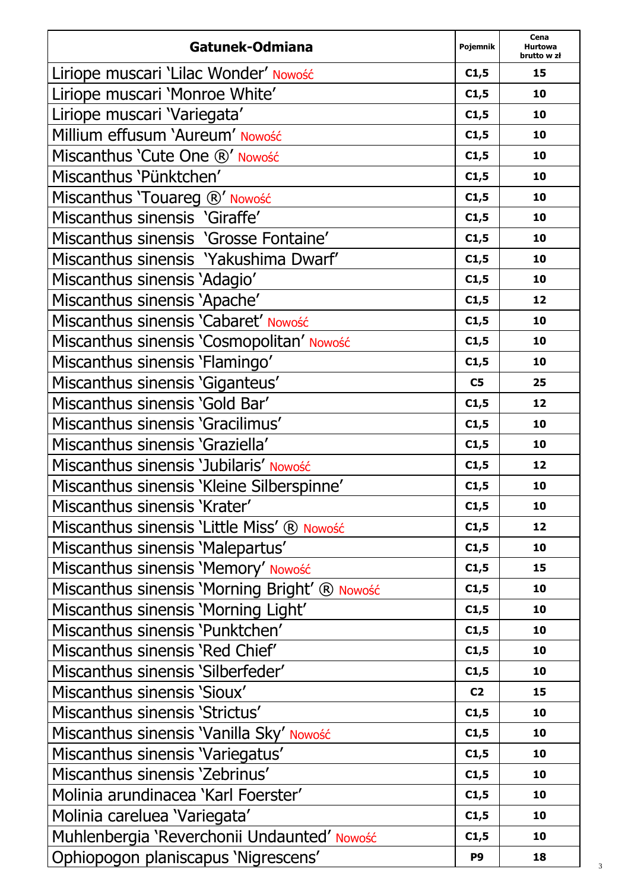| Gatunek-Odmiana | Pojemnik | Cena Hurtowa brutto w zł |
|---|---|---|
| Liriope muscari 'Lilac Wonder' Nowość | C1,5 | 15 |
| Liriope muscari 'Monroe White' | C1,5 | 10 |
| Liriope muscari 'Variegata' | C1,5 | 10 |
| Millium effusum 'Aureum' Nowość | C1,5 | 10 |
| Miscanthus 'Cute One ®' Nowość | C1,5 | 10 |
| Miscanthus 'Pünktchen' | C1,5 | 10 |
| Miscanthus 'Touareg ®' Nowość | C1,5 | 10 |
| Miscanthus sinensis 'Giraffe' | C1,5 | 10 |
| Miscanthus sinensis 'Grosse Fontaine' | C1,5 | 10 |
| Miscanthus sinensis 'Yakushima Dwarf' | C1,5 | 10 |
| Miscanthus sinensis 'Adagio' | C1,5 | 10 |
| Miscanthus sinensis 'Apache' | C1,5 | 12 |
| Miscanthus sinensis 'Cabaret' Nowość | C1,5 | 10 |
| Miscanthus sinensis 'Cosmopolitan' Nowość | C1,5 | 10 |
| Miscanthus sinensis 'Flamingo' | C1,5 | 10 |
| Miscanthus sinensis 'Giganteus' | C5 | 25 |
| Miscanthus sinensis 'Gold Bar' | C1,5 | 12 |
| Miscanthus sinensis 'Gracilimus' | C1,5 | 10 |
| Miscanthus sinensis 'Graziella' | C1,5 | 10 |
| Miscanthus sinensis 'Jubilaris' Nowość | C1,5 | 12 |
| Miscanthus sinensis 'Kleine Silberspinne' | C1,5 | 10 |
| Miscanthus sinensis 'Krater' | C1,5 | 10 |
| Miscanthus sinensis 'Little Miss' ® Nowość | C1,5 | 12 |
| Miscanthus sinensis 'Malepartus' | C1,5 | 10 |
| Miscanthus sinensis 'Memory' Nowość | C1,5 | 15 |
| Miscanthus sinensis 'Morning Bright' ® Nowość | C1,5 | 10 |
| Miscanthus sinensis 'Morning Light' | C1,5 | 10 |
| Miscanthus sinensis 'Punktchen' | C1,5 | 10 |
| Miscanthus sinensis 'Red Chief' | C1,5 | 10 |
| Miscanthus sinensis 'Silberfeder' | C1,5 | 10 |
| Miscanthus sinensis 'Sioux' | C2 | 15 |
| Miscanthus sinensis 'Strictus' | C1,5 | 10 |
| Miscanthus sinensis 'Vanilla Sky' Nowość | C1,5 | 10 |
| Miscanthus sinensis 'Variegatus' | C1,5 | 10 |
| Miscanthus sinensis 'Zebrinus' | C1,5 | 10 |
| Molinia arundinacea 'Karl Foerster' | C1,5 | 10 |
| Molinia careluea 'Variegata' | C1,5 | 10 |
| Muhlenbergia 'Reverchonii Undaunted' Nowość | C1,5 | 10 |
| Ophiopogon planiscapus 'Nigrescens' | P9 | 18 |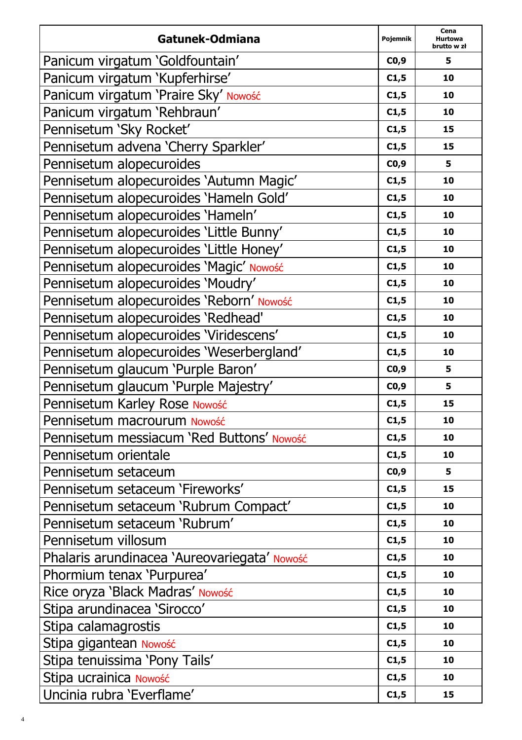| Gatunek-Odmiana | Pojemnik | Cena Hurtowa brutto w zł |
|---|---|---|
| Panicum virgatum 'Goldfountain' | C0,9 | 5 |
| Panicum virgatum 'Kupferhirse' | C1,5 | 10 |
| Panicum virgatum 'Praire Sky' Nowość | C1,5 | 10 |
| Panicum virgatum 'Rehbraun' | C1,5 | 10 |
| Pennisetum 'Sky Rocket' | C1,5 | 15 |
| Pennisetum advena 'Cherry Sparkler' | C1,5 | 15 |
| Pennisetum alopecuroides | C0,9 | 5 |
| Pennisetum alopecuroides 'Autumn Magic' | C1,5 | 10 |
| Pennisetum alopecuroides 'Hameln Gold' | C1,5 | 10 |
| Pennisetum alopecuroides 'Hameln' | C1,5 | 10 |
| Pennisetum alopecuroides 'Little Bunny' | C1,5 | 10 |
| Pennisetum alopecuroides 'Little Honey' | C1,5 | 10 |
| Pennisetum alopecuroides 'Magic' Nowość | C1,5 | 10 |
| Pennisetum alopecuroides 'Moudry' | C1,5 | 10 |
| Pennisetum alopecuroides 'Reborn' Nowość | C1,5 | 10 |
| Pennisetum alopecuroides 'Redhead' | C1,5 | 10 |
| Pennisetum alopecuroides 'Viridescens' | C1,5 | 10 |
| Pennisetum alopecuroides 'Weserbergland' | C1,5 | 10 |
| Pennisetum glaucum 'Purple Baron' | C0,9 | 5 |
| Pennisetum glaucum 'Purple Majestry' | C0,9 | 5 |
| Pennisetum Karley Rose Nowość | C1,5 | 15 |
| Pennisetum macrourum Nowość | C1,5 | 10 |
| Pennisetum messiacum 'Red Buttons' Nowość | C1,5 | 10 |
| Pennisetum orientale | C1,5 | 10 |
| Pennisetum setaceum | C0,9 | 5 |
| Pennisetum setaceum 'Fireworks' | C1,5 | 15 |
| Pennisetum setaceum 'Rubrum Compact' | C1,5 | 10 |
| Pennisetum setaceum 'Rubrum' | C1,5 | 10 |
| Pennisetum villosum | C1,5 | 10 |
| Phalaris arundinacea 'Aureovariegata' Nowość | C1,5 | 10 |
| Phormium tenax 'Purpurea' | C1,5 | 10 |
| Rice oryza 'Black Madras' Nowość | C1,5 | 10 |
| Stipa arundinacea 'Sirocco' | C1,5 | 10 |
| Stipa calamagrostis | C1,5 | 10 |
| Stipa gigantean Nowość | C1,5 | 10 |
| Stipa tenuissima 'Pony Tails' | C1,5 | 10 |
| Stipa ucrainica Nowość | C1,5 | 10 |
| Uncinia rubra 'Everflame' | C1,5 | 15 |